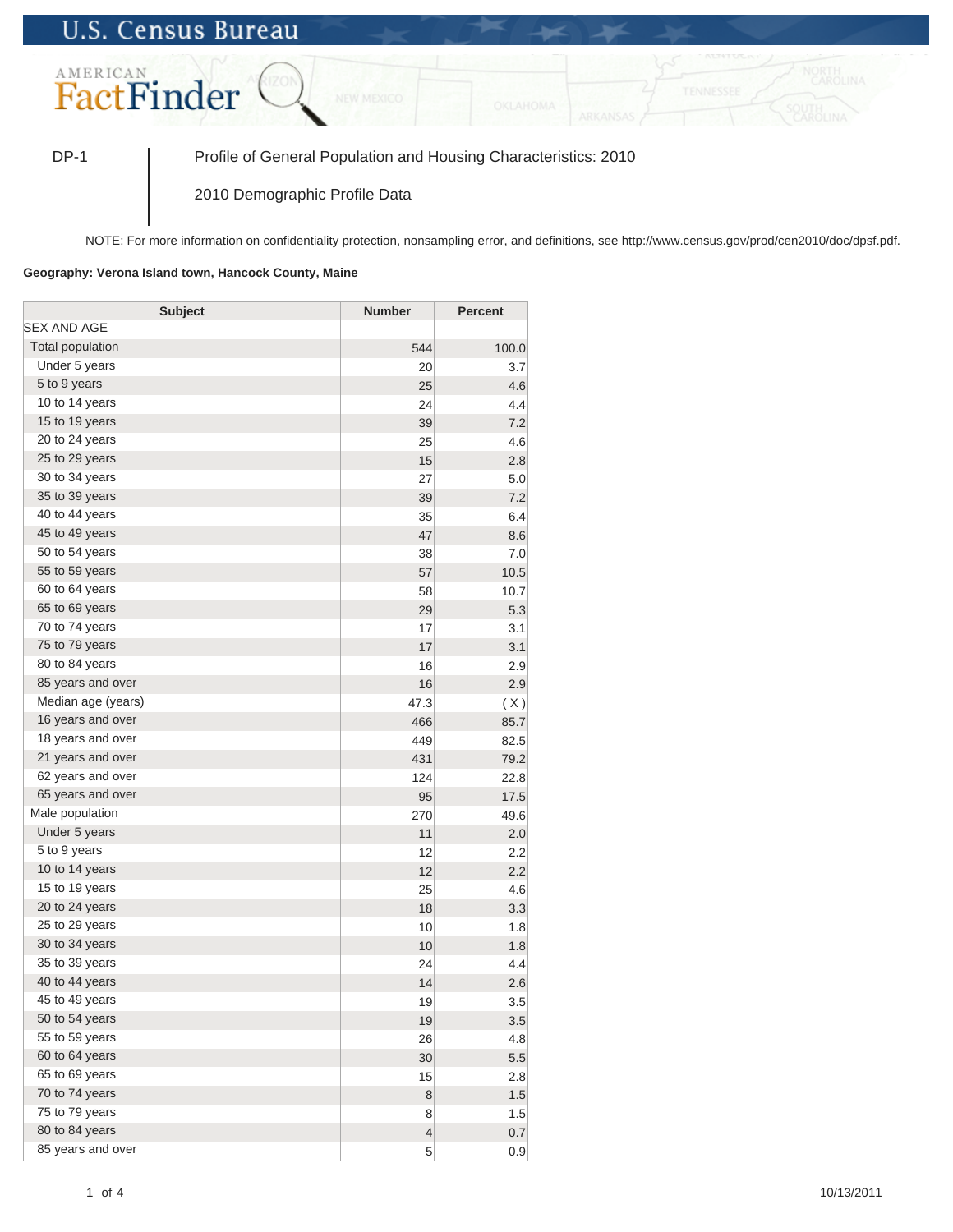U.S. Census Bureau

AMERICAN FactFinder

DP-1 | Profile of General Population and Housing Characteristics: 2010

2010 Demographic Profile Data

NOTE: For more information on confidentiality protection, nonsampling error, and definitions, see http://www.census.gov/prod/cen2010/doc/dpsf.pdf.

**Geography: Verona Island town, Hancock County, Maine**

| Subject | Number | Percent |
|---|---|---|
| SEX AND AGE | | |
| Total population | 544 | 100.0 |
| Under 5 years | 20 | 3.7 |
| 5 to 9 years | 25 | 4.6 |
| 10 to 14 years | 24 | 4.4 |
| 15 to 19 years | 39 | 7.2 |
| 20 to 24 years | 25 | 4.6 |
| 25 to 29 years | 15 | 2.8 |
| 30 to 34 years | 27 | 5.0 |
| 35 to 39 years | 39 | 7.2 |
| 40 to 44 years | 35 | 6.4 |
| 45 to 49 years | 47 | 8.6 |
| 50 to 54 years | 38 | 7.0 |
| 55 to 59 years | 57 | 10.5 |
| 60 to 64 years | 58 | 10.7 |
| 65 to 69 years | 29 | 5.3 |
| 70 to 74 years | 17 | 3.1 |
| 75 to 79 years | 17 | 3.1 |
| 80 to 84 years | 16 | 2.9 |
| 85 years and over | 16 | 2.9 |
| Median age (years) | 47.3 | ( X ) |
| 16 years and over | 466 | 85.7 |
| 18 years and over | 449 | 82.5 |
| 21 years and over | 431 | 79.2 |
| 62 years and over | 124 | 22.8 |
| 65 years and over | 95 | 17.5 |
| Male population | 270 | 49.6 |
| Under 5 years | 11 | 2.0 |
| 5 to 9 years | 12 | 2.2 |
| 10 to 14 years | 12 | 2.2 |
| 15 to 19 years | 25 | 4.6 |
| 20 to 24 years | 18 | 3.3 |
| 25 to 29 years | 10 | 1.8 |
| 30 to 34 years | 10 | 1.8 |
| 35 to 39 years | 24 | 4.4 |
| 40 to 44 years | 14 | 2.6 |
| 45 to 49 years | 19 | 3.5 |
| 50 to 54 years | 19 | 3.5 |
| 55 to 59 years | 26 | 4.8 |
| 60 to 64 years | 30 | 5.5 |
| 65 to 69 years | 15 | 2.8 |
| 70 to 74 years | 8 | 1.5 |
| 75 to 79 years | 8 | 1.5 |
| 80 to 84 years | 4 | 0.7 |
| 85 years and over | 5 | 0.9 |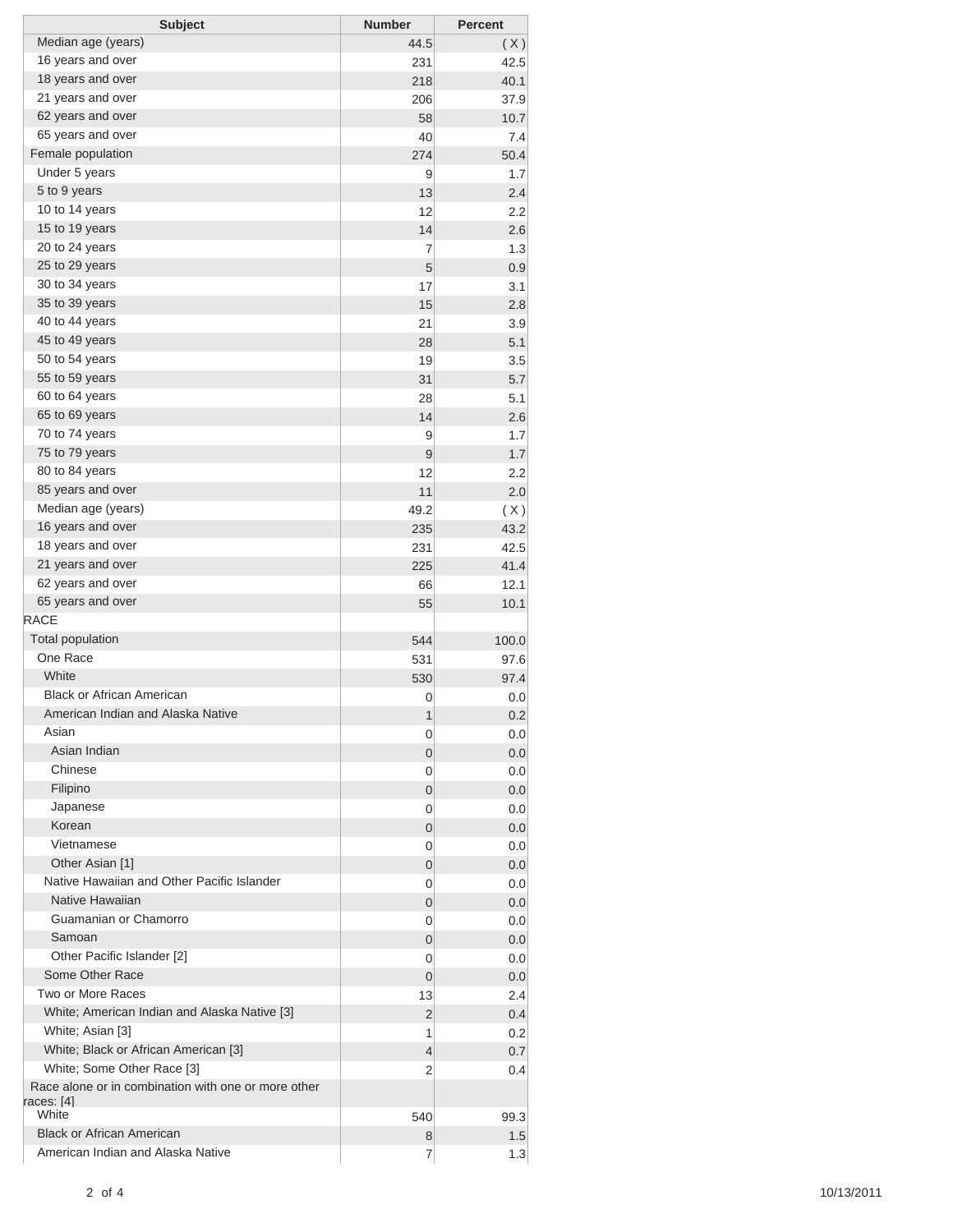| Subject | Number | Percent |
|---|---|---|
| Median age (years) | 44.5 | ( X ) |
| 16 years and over | 231 | 42.5 |
| 18 years and over | 218 | 40.1 |
| 21 years and over | 206 | 37.9 |
| 62 years and over | 58 | 10.7 |
| 65 years and over | 40 | 7.4 |
| Female population | 274 | 50.4 |
| Under 5 years | 9 | 1.7 |
| 5 to 9 years | 13 | 2.4 |
| 10 to 14 years | 12 | 2.2 |
| 15 to 19 years | 14 | 2.6 |
| 20 to 24 years | 7 | 1.3 |
| 25 to 29 years | 5 | 0.9 |
| 30 to 34 years | 17 | 3.1 |
| 35 to 39 years | 15 | 2.8 |
| 40 to 44 years | 21 | 3.9 |
| 45 to 49 years | 28 | 5.1 |
| 50 to 54 years | 19 | 3.5 |
| 55 to 59 years | 31 | 5.7 |
| 60 to 64 years | 28 | 5.1 |
| 65 to 69 years | 14 | 2.6 |
| 70 to 74 years | 9 | 1.7 |
| 75 to 79 years | 9 | 1.7 |
| 80 to 84 years | 12 | 2.2 |
| 85 years and over | 11 | 2.0 |
| Median age (years) | 49.2 | ( X ) |
| 16 years and over | 235 | 43.2 |
| 18 years and over | 231 | 42.5 |
| 21 years and over | 225 | 41.4 |
| 62 years and over | 66 | 12.1 |
| 65 years and over | 55 | 10.1 |
| RACE | | |
| Total population | 544 | 100.0 |
| One Race | 531 | 97.6 |
| White | 530 | 97.4 |
| Black or African American | 0 | 0.0 |
| American Indian and Alaska Native | 1 | 0.2 |
| Asian | 0 | 0.0 |
| Asian Indian | 0 | 0.0 |
| Chinese | 0 | 0.0 |
| Filipino | 0 | 0.0 |
| Japanese | 0 | 0.0 |
| Korean | 0 | 0.0 |
| Vietnamese | 0 | 0.0 |
| Other Asian [1] | 0 | 0.0 |
| Native Hawaiian and Other Pacific Islander | 0 | 0.0 |
| Native Hawaiian | 0 | 0.0 |
| Guamanian or Chamorro | 0 | 0.0 |
| Samoan | 0 | 0.0 |
| Other Pacific Islander [2] | 0 | 0.0 |
| Some Other Race | 0 | 0.0 |
| Two or More Races | 13 | 2.4 |
| White; American Indian and Alaska Native [3] | 2 | 0.4 |
| White; Asian [3] | 1 | 0.2 |
| White; Black or African American [3] | 4 | 0.7 |
| White; Some Other Race [3] | 2 | 0.4 |
| Race alone or in combination with one or more other races: [4] | | |
| White | 540 | 99.3 |
| Black or African American | 8 | 1.5 |
| American Indian and Alaska Native | 7 | 1.3 |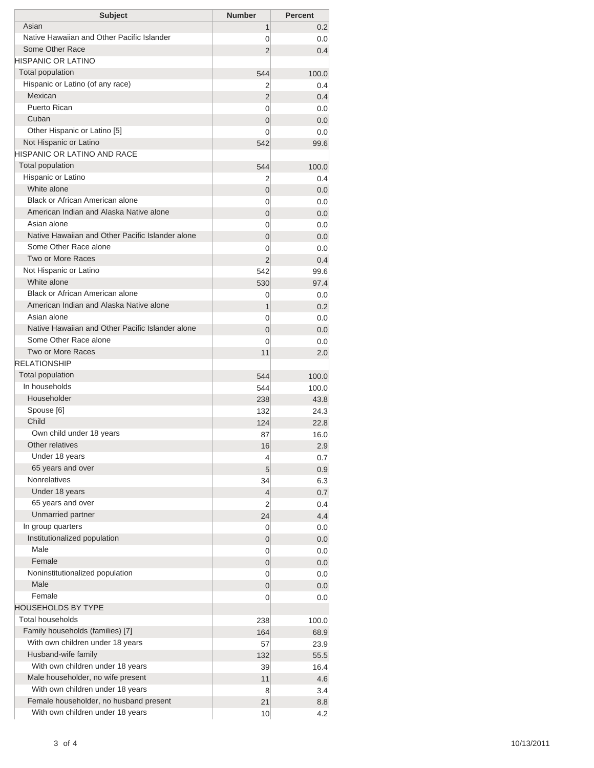| Subject | Number | Percent |
|---|---|---|
| Asian | 1 | 0.2 |
| Native Hawaiian and Other Pacific Islander | 0 | 0.0 |
| Some Other Race | 2 | 0.4 |
| HISPANIC OR LATINO | | |
| Total population | 544 | 100.0 |
| Hispanic or Latino (of any race) | 2 | 0.4 |
| Mexican | 2 | 0.4 |
| Puerto Rican | 0 | 0.0 |
| Cuban | 0 | 0.0 |
| Other Hispanic or Latino [5] | 0 | 0.0 |
| Not Hispanic or Latino | 542 | 99.6 |
| HISPANIC OR LATINO AND RACE | | |
| Total population | 544 | 100.0 |
| Hispanic or Latino | 2 | 0.4 |
| White alone | 0 | 0.0 |
| Black or African American alone | 0 | 0.0 |
| American Indian and Alaska Native alone | 0 | 0.0 |
| Asian alone | 0 | 0.0 |
| Native Hawaiian and Other Pacific Islander alone | 0 | 0.0 |
| Some Other Race alone | 0 | 0.0 |
| Two or More Races | 2 | 0.4 |
| Not Hispanic or Latino | 542 | 99.6 |
| White alone | 530 | 97.4 |
| Black or African American alone | 0 | 0.0 |
| American Indian and Alaska Native alone | 1 | 0.2 |
| Asian alone | 0 | 0.0 |
| Native Hawaiian and Other Pacific Islander alone | 0 | 0.0 |
| Some Other Race alone | 0 | 0.0 |
| Two or More Races | 11 | 2.0 |
| RELATIONSHIP | | |
| Total population | 544 | 100.0 |
| In households | 544 | 100.0 |
| Householder | 238 | 43.8 |
| Spouse [6] | 132 | 24.3 |
| Child | 124 | 22.8 |
| Own child under 18 years | 87 | 16.0 |
| Other relatives | 16 | 2.9 |
| Under 18 years | 4 | 0.7 |
| 65 years and over | 5 | 0.9 |
| Nonrelatives | 34 | 6.3 |
| Under 18 years | 4 | 0.7 |
| 65 years and over | 2 | 0.4 |
| Unmarried partner | 24 | 4.4 |
| In group quarters | 0 | 0.0 |
| Institutionalized population | 0 | 0.0 |
| Male | 0 | 0.0 |
| Female | 0 | 0.0 |
| Noninstitutionalized population | 0 | 0.0 |
| Male | 0 | 0.0 |
| Female | 0 | 0.0 |
| HOUSEHOLDS BY TYPE | | |
| Total households | 238 | 100.0 |
| Family households (families) [7] | 164 | 68.9 |
| With own children under 18 years | 57 | 23.9 |
| Husband-wife family | 132 | 55.5 |
| With own children under 18 years | 39 | 16.4 |
| Male householder, no wife present | 11 | 4.6 |
| With own children under 18 years | 8 | 3.4 |
| Female householder, no husband present | 21 | 8.8 |
| With own children under 18 years | 10 | 4.2 |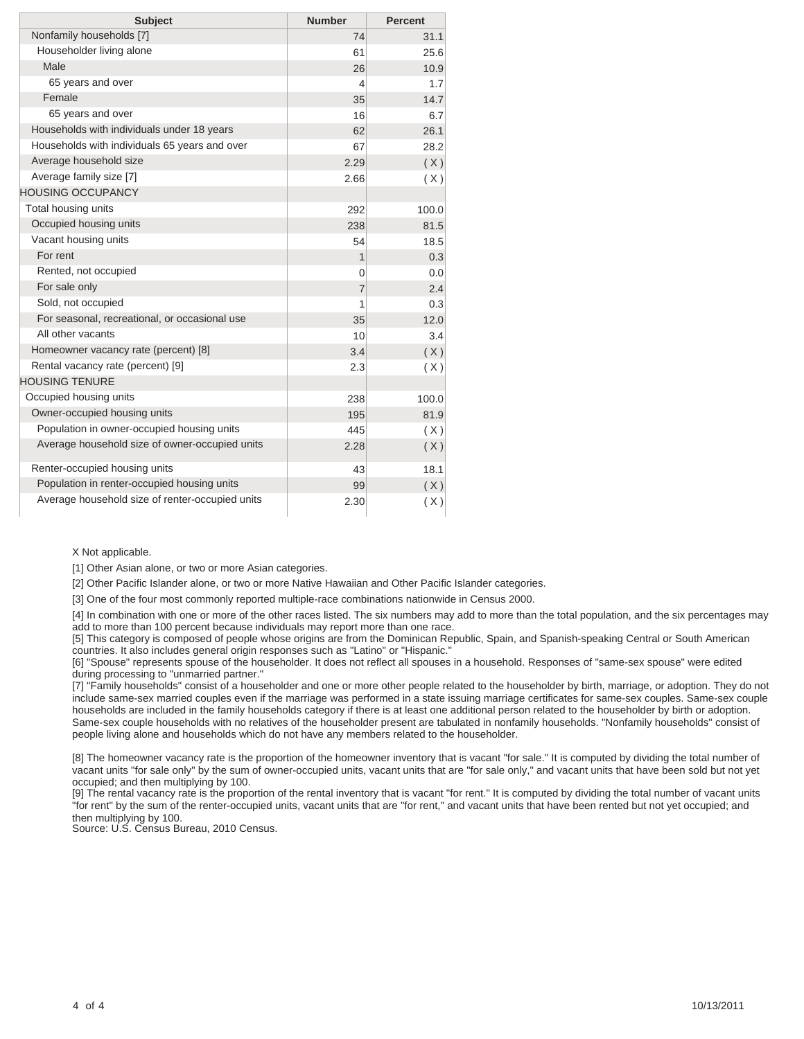| Subject | Number | Percent |
| --- | --- | --- |
| Nonfamily households [7] | 74 | 31.1 |
| Householder living alone | 61 | 25.6 |
| Male | 26 | 10.9 |
| 65 years and over | 4 | 1.7 |
| Female | 35 | 14.7 |
| 65 years and over | 16 | 6.7 |
| Households with individuals under 18 years | 62 | 26.1 |
| Households with individuals 65 years and over | 67 | 28.2 |
| Average household size | 2.29 | ( X ) |
| Average family size [7] | 2.66 | ( X ) |
| HOUSING OCCUPANCY | | |
| Total housing units | 292 | 100.0 |
| Occupied housing units | 238 | 81.5 |
| Vacant housing units | 54 | 18.5 |
| For rent | 1 | 0.3 |
| Rented, not occupied | 0 | 0.0 |
| For sale only | 7 | 2.4 |
| Sold, not occupied | 1 | 0.3 |
| For seasonal, recreational, or occasional use | 35 | 12.0 |
| All other vacants | 10 | 3.4 |
| Homeowner vacancy rate (percent) [8] | 3.4 | ( X ) |
| Rental vacancy rate (percent) [9] | 2.3 | ( X ) |
| HOUSING TENURE | | |
| Occupied housing units | 238 | 100.0 |
| Owner-occupied housing units | 195 | 81.9 |
| Population in owner-occupied housing units | 445 | ( X ) |
| Average household size of owner-occupied units | 2.28 | ( X ) |
| Renter-occupied housing units | 43 | 18.1 |
| Population in renter-occupied housing units | 99 | ( X ) |
| Average household size of renter-occupied units | 2.30 | ( X ) |

X Not applicable.

[1] Other Asian alone, or two or more Asian categories.

[2] Other Pacific Islander alone, or two or more Native Hawaiian and Other Pacific Islander categories.

[3] One of the four most commonly reported multiple-race combinations nationwide in Census 2000.

[4] In combination with one or more of the other races listed. The six numbers may add to more than the total population, and the six percentages may add to more than 100 percent because individuals may report more than one race.

[5] This category is composed of people whose origins are from the Dominican Republic, Spain, and Spanish-speaking Central or South American countries. It also includes general origin responses such as "Latino" or "Hispanic."

[6] "Spouse" represents spouse of the householder. It does not reflect all spouses in a household. Responses of "same-sex spouse" were edited during processing to "unmarried partner."

[7] "Family households" consist of a householder and one or more other people related to the householder by birth, marriage, or adoption. They do not include same-sex married couples even if the marriage was performed in a state issuing marriage certificates for same-sex couples. Same-sex couple households are included in the family households category if there is at least one additional person related to the householder by birth or adoption. Same-sex couple households with no relatives of the householder present are tabulated in nonfamily households. "Nonfamily households" consist of people living alone and households which do not have any members related to the householder.

[8] The homeowner vacancy rate is the proportion of the homeowner inventory that is vacant "for sale." It is computed by dividing the total number of vacant units "for sale only" by the sum of owner-occupied units, vacant units that are "for sale only," and vacant units that have been sold but not yet occupied; and then multiplying by 100.

[9] The rental vacancy rate is the proportion of the rental inventory that is vacant "for rent." It is computed by dividing the total number of vacant units "for rent" by the sum of the renter-occupied units, vacant units that are "for rent," and vacant units that have been rented but not yet occupied; and then multiplying by 100.

Source: U.S. Census Bureau, 2010 Census.